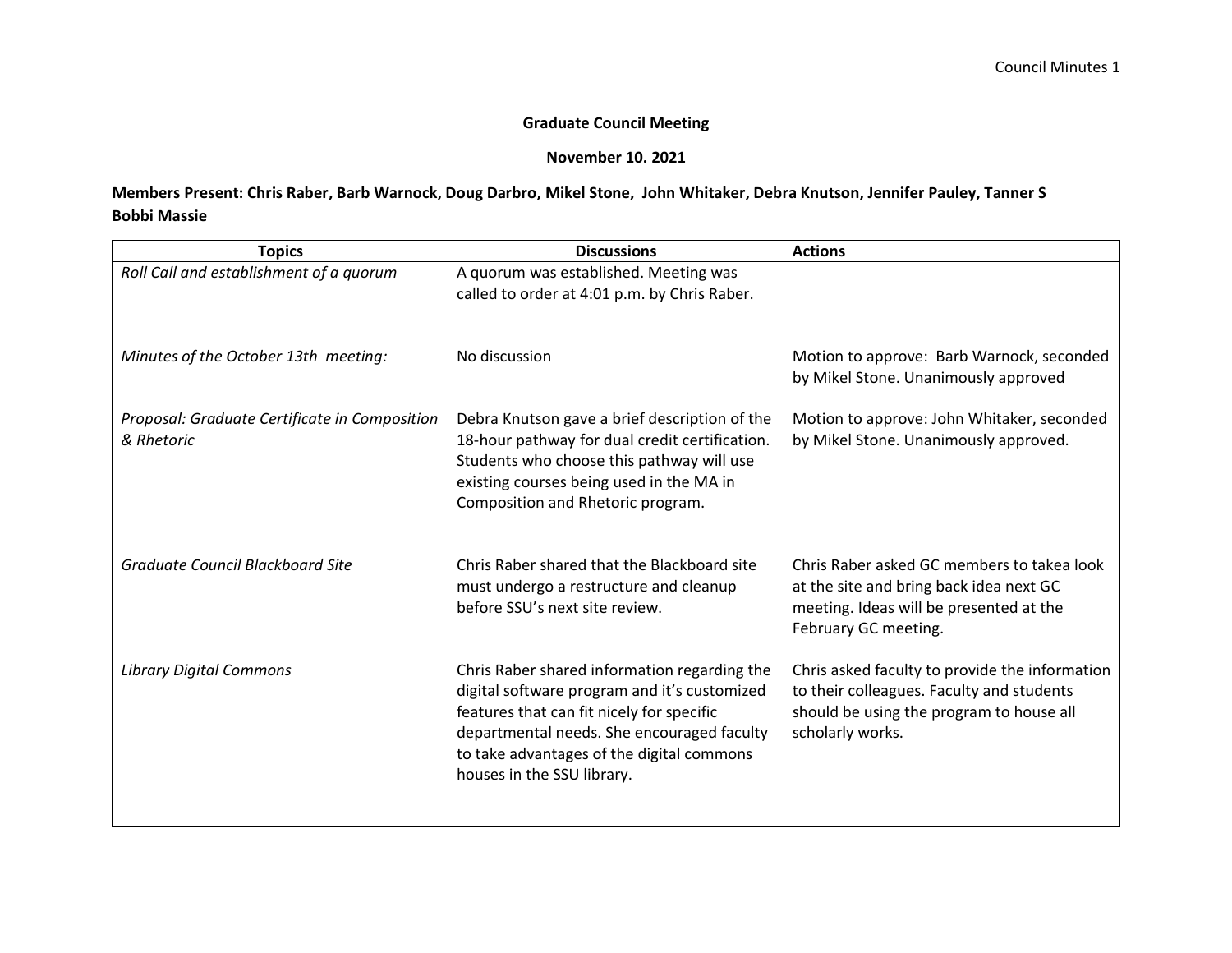**Graduate Council Meeting**

**November 10. 2021**

**Members Present: Chris Raber, Barb Warnock, Doug Darbro, Mikel Stone, John Whitaker, Debra Knutson, Jennifer Pauley, Tanner S Bobbi Massie**

| Topics | Discussions | Actions |
|---|---|---|
| *Roll Call and establishment of a quorum* | A quorum was established. Meeting was called to order at 4:01 p.m. by Chris Raber. | |
| *Minutes of the October 13th meeting:* | No discussion | Motion to approve: Barb Warnock, seconded by Mikel Stone. Unanimously approved |
| *Proposal: Graduate Certificate in Composition & Rhetoric* | Debra Knutson gave a brief description of the 18-hour pathway for dual credit certification. Students who choose this pathway will use existing courses being used in the MA in Composition and Rhetoric program. | Motion to approve: John Whitaker, seconded by Mikel Stone. Unanimously approved. |
| *Graduate Council Blackboard Site* | Chris Raber shared that the Blackboard site must undergo a restructure and cleanup before SSU's next site review. | Chris Raber asked GC members to takea look at the site and bring back idea next GC meeting. Ideas will be presented at the February GC meeting. |
| *Library Digital Commons* | Chris Raber shared information regarding the digital software program and it's customized features that can fit nicely for specific departmental needs. She encouraged faculty to take advantages of the digital commons houses in the SSU library. | Chris asked faculty to provide the information to their colleagues. Faculty and students should be using the program to house all scholarly works. |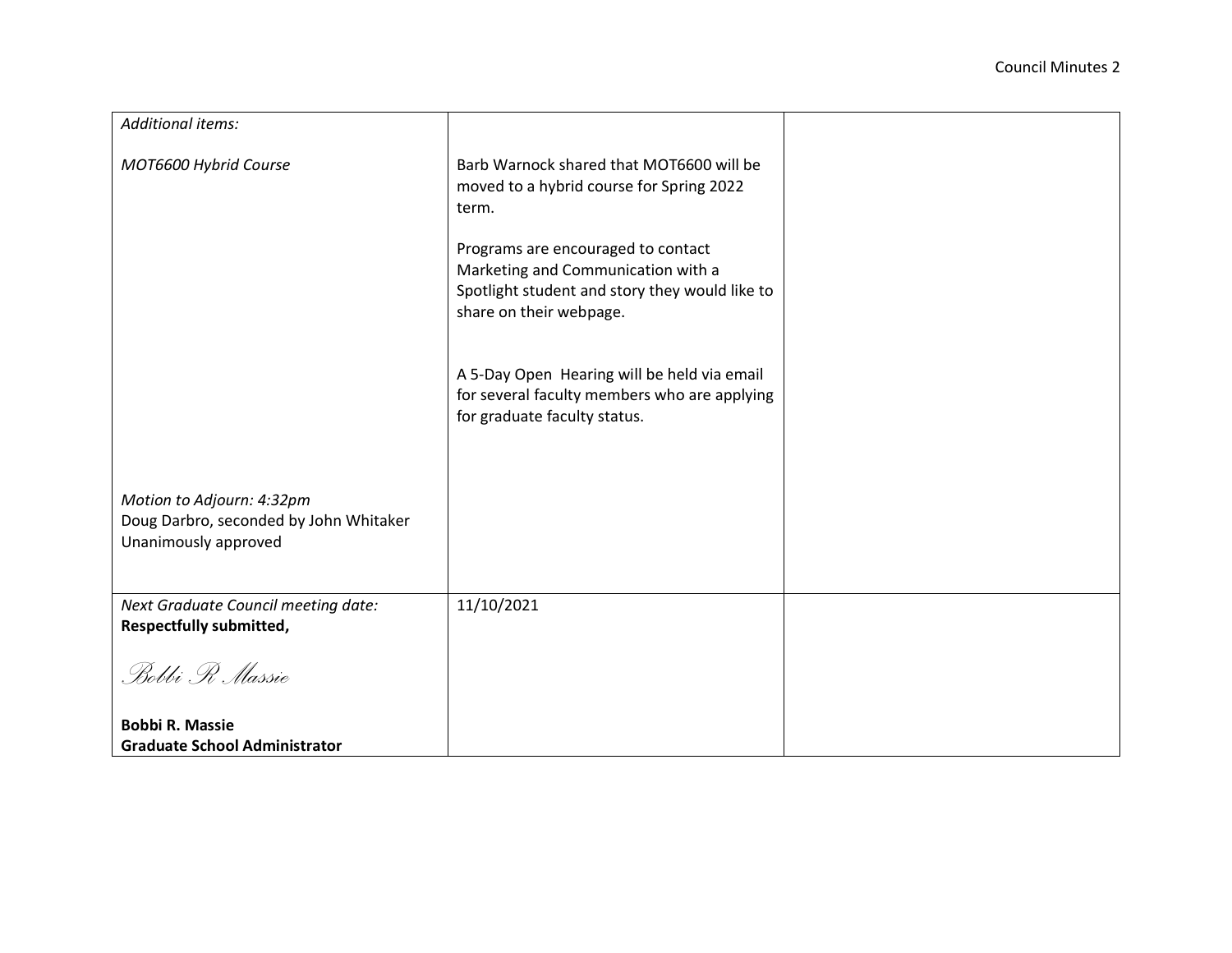| | | |
| --- | --- | --- |
| *Additional items:*<br><br>*MOT6600 Hybrid Course*<br><br><br><br><br><br><br><br><br><br><br><br><br><br>*Motion to Adjourn: 4:32pm*<br>Doug Darbro, seconded by John Whitaker<br>Unanimously approved | Barb Warnock shared that MOT6600 will be moved to a hybrid course for Spring 2022 term.<br><br>Programs are encouraged to contact Marketing and Communication with a Spotlight student and story they would like to share on their webpage.<br><br>A 5-Day Open Hearing will be held via email for several faculty members who are applying for graduate faculty status. | |
| *Next Graduate Council meeting date:*<br>**Respectfully submitted,**<br><br>*Bobbi R Massie*<br><br>**Bobbi R. Massie**<br>**Graduate School Administrator** | 11/10/2021 | |